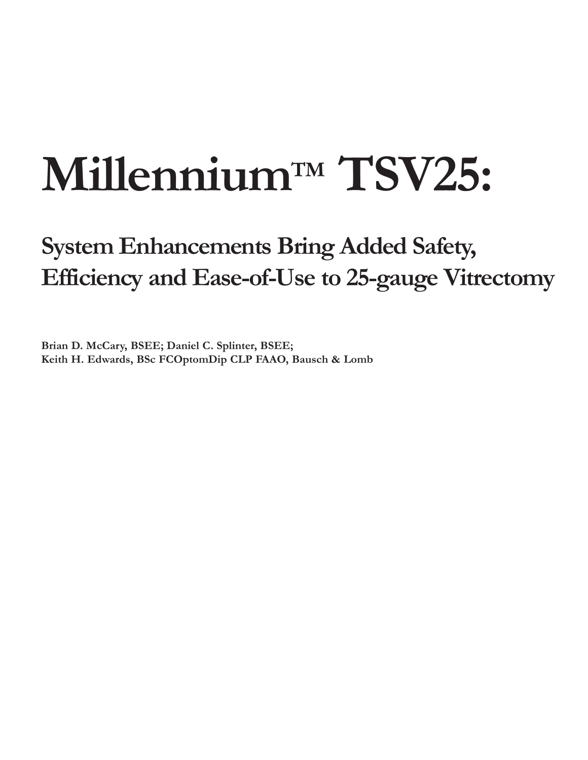# Millennium™ TSV25:

## System Enhancements Bring Added Safety, Efficiency and Ease-of-Use to 25-gauge Vitrectomy

**Brian D. McCary, BSEE; Daniel C. Splinter, BSEE;**
**Keith H. Edwards, BSc FCOptomDip CLP FAAO, Bausch & Lomb**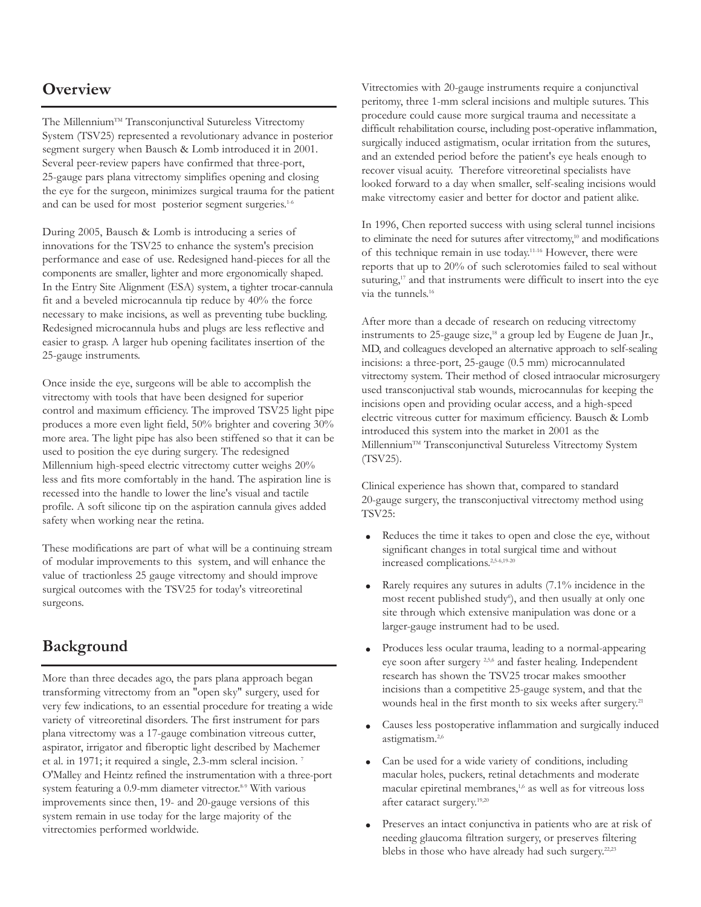## Overview

The Millennium™ Transconjunctival Sutureless Vitrectomy System (TSV25) represented a revolutionary advance in posterior segment surgery when Bausch & Lomb introduced it in 2001. Several peer-review papers have confirmed that three-port, 25-gauge pars plana vitrectomy simplifies opening and closing the eye for the surgeon, minimizes surgical trauma for the patient and can be used for most posterior segment surgeries.[1-6]

During 2005, Bausch & Lomb is introducing a series of innovations for the TSV25 to enhance the system's precision performance and ease of use. Redesigned hand-pieces for all the components are smaller, lighter and more ergonomically shaped. In the Entry Site Alignment (ESA) system, a tighter trocar-cannula fit and a beveled microcannula tip reduce by 40% the force necessary to make incisions, as well as preventing tube buckling. Redesigned microcannula hubs and plugs are less reflective and easier to grasp. A larger hub opening facilitates insertion of the 25-gauge instruments.

Once inside the eye, surgeons will be able to accomplish the vitrectomy with tools that have been designed for superior control and maximum efficiency. The improved TSV25 light pipe produces a more even light field, 50% brighter and covering 30% more area. The light pipe has also been stiffened so that it can be used to position the eye during surgery. The redesigned Millennium high-speed electric vitrectomy cutter weighs 20% less and fits more comfortably in the hand. The aspiration line is recessed into the handle to lower the line's visual and tactile profile. A soft silicone tip on the aspiration cannula gives added safety when working near the retina.

These modifications are part of what will be a continuing stream of modular improvements to this system, and will enhance the value of tractionless 25 gauge vitrectomy and should improve surgical outcomes with the TSV25 for today's vitreoretinal surgeons.

## Background

More than three decades ago, the pars plana approach began transforming vitrectomy from an "open sky" surgery, used for very few indications, to an essential procedure for treating a wide variety of vitreoretinal disorders. The first instrument for pars plana vitrectomy was a 17-gauge combination vitreous cutter, aspirator, irrigator and fiberoptic light described by Machemer et al. in 1971; it required a single, 2.3-mm scleral incision.[7] O'Malley and Heintz refined the instrumentation with a three-port system featuring a 0.9-mm diameter vitrector.[8-9] With various improvements since then, 19- and 20-gauge versions of this system remain in use today for the large majority of the vitrectomies performed worldwide.

Vitrectomies with 20-gauge instruments require a conjunctival peritomy, three 1-mm scleral incisions and multiple sutures. This procedure could cause more surgical trauma and necessitate a difficult rehabilitation course, including post-operative inflammation, surgically induced astigmatism, ocular irritation from the sutures, and an extended period before the patient's eye heals enough to recover visual acuity. Therefore vitreoretinal specialists have looked forward to a day when smaller, self-sealing incisions would make vitrectomy easier and better for doctor and patient alike.

In 1996, Chen reported success with using scleral tunnel incisions to eliminate the need for sutures after vitrectomy,[10] and modifications of this technique remain in use today.[11-16] However, there were reports that up to 20% of such sclerotomies failed to seal without suturing,[17] and that instruments were difficult to insert into the eye via the tunnels.[16]

After more than a decade of research on reducing vitrectomy instruments to 25-gauge size,[18] a group led by Eugene de Juan Jr., MD, and colleagues developed an alternative approach to self-sealing incisions: a three-port, 25-gauge (0.5 mm) microcannulated vitrectomy system. Their method of closed intraocular microsurgery used transconjunctival stab wounds, microcannulas for keeping the incisions open and providing ocular access, and a high-speed electric vitreous cutter for maximum efficiency. Bausch & Lomb introduced this system into the market in 2001 as the Millennium™ Transconjunctival Sutureless Vitrectomy System (TSV25).

Clinical experience has shown that, compared to standard 20-gauge surgery, the transconjuctival vitrectomy method using TSV25:

- Reduces the time it takes to open and close the eye, without significant changes in total surgical time and without increased complications.[2,5-6,19-20]
- Rarely requires any sutures in adults (7.1% incidence in the most recent published study[6]), and then usually at only one site through which extensive manipulation was done or a larger-gauge instrument had to be used.
- Produces less ocular trauma, leading to a normal-appearing eye soon after surgery [2,5,6] and faster healing. Independent research has shown the TSV25 trocar makes smoother incisions than a competitive 25-gauge system, and that the wounds heal in the first month to six weeks after surgery.[21]
- Causes less postoperative inflammation and surgically induced astigmatism.[2,6]
- Can be used for a wide variety of conditions, including macular holes, puckers, retinal detachments and moderate macular epiretinal membranes,[1,6] as well as for vitreous loss after cataract surgery.[19,20]
- Preserves an intact conjunctiva in patients who are at risk of needing glaucoma filtration surgery, or preserves filtering blebs in those who have already had such surgery.[22,23]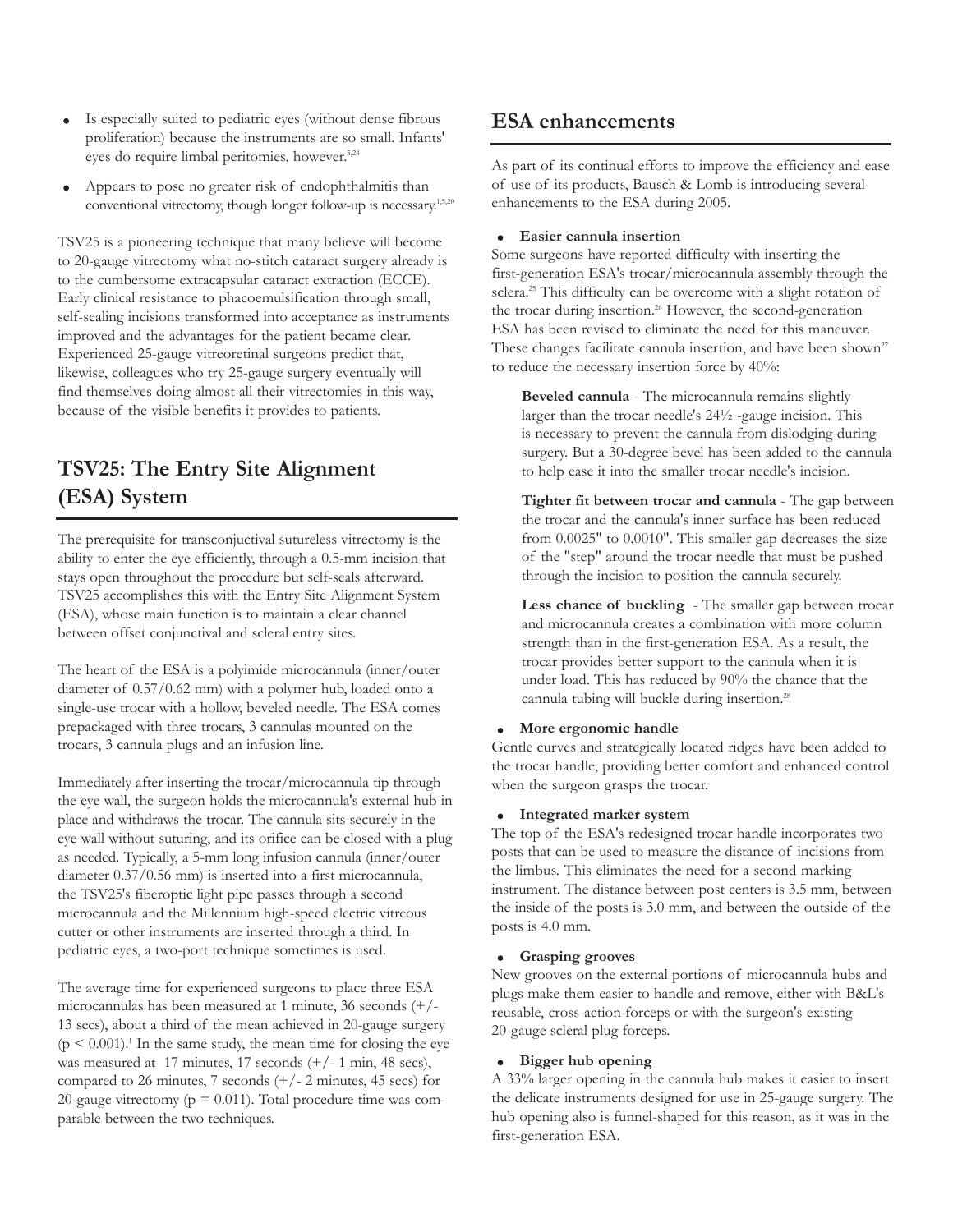- Is especially suited to pediatric eyes (without dense fibrous proliferation) because the instruments are so small. Infants' eyes do require limbal peritomies, however.[5,24]
- Appears to pose no greater risk of endophthalmitis than conventional vitrectomy, though longer follow-up is necessary.[1,5,20]

TSV25 is a pioneering technique that many believe will become to 20-gauge vitrectomy what no-stitch cataract surgery already is to the cumbersome extracapsular cataract extraction (ECCE). Early clinical resistance to phacoemulsification through small, self-sealing incisions transformed into acceptance as instruments improved and the advantages for the patient became clear. Experienced 25-gauge vitreoretinal surgeons predict that, likewise, colleagues who try 25-gauge surgery eventually will find themselves doing almost all their vitrectomies in this way, because of the visible benefits it provides to patients.

## TSV25: The Entry Site Alignment (ESA) System

The prerequisite for transconjuctival sutureless vitrectomy is the ability to enter the eye efficiently, through a 0.5-mm incision that stays open throughout the procedure but self-seals afterward. TSV25 accomplishes this with the Entry Site Alignment System (ESA), whose main function is to maintain a clear channel between offset conjunctival and scleral entry sites.

The heart of the ESA is a polyimide microcannula (inner/outer diameter of 0.57/0.62 mm) with a polymer hub, loaded onto a single-use trocar with a hollow, beveled needle. The ESA comes prepackaged with three trocars, 3 cannulas mounted on the trocars, 3 cannula plugs and an infusion line.

Immediately after inserting the trocar/microcannula tip through the eye wall, the surgeon holds the microcannula's external hub in place and withdraws the trocar. The cannula sits securely in the eye wall without suturing, and its orifice can be closed with a plug as needed. Typically, a 5-mm long infusion cannula (inner/outer diameter 0.37/0.56 mm) is inserted into a first microcannula, the TSV25's fiberoptic light pipe passes through a second microcannula and the Millennium high-speed electric vitreous cutter or other instruments are inserted through a third. In pediatric eyes, a two-port technique sometimes is used.

The average time for experienced surgeons to place three ESA microcannulas has been measured at 1 minute, 36 seconds (+/- 13 secs), about a third of the mean achieved in 20-gauge surgery ($p < 0.001$).[1] In the same study, the mean time for closing the eye was measured at 17 minutes, 17 seconds (+/- 1 min, 48 secs), compared to 26 minutes, 7 seconds (+/- 2 minutes, 45 secs) for 20-gauge vitrectomy ($p = 0.011$). Total procedure time was comparable between the two techniques.

## ESA enhancements

As part of its continual efforts to improve the efficiency and ease of use of its products, Bausch & Lomb is introducing several enhancements to the ESA during 2005.

- **Easier cannula insertion**

Some surgeons have reported difficulty with inserting the first-generation ESA's trocar/microcannula assembly through the sclera.[25] This difficulty can be overcome with a slight rotation of the trocar during insertion.[26] However, the second-generation ESA has been revised to eliminate the need for this maneuver. These changes facilitate cannula insertion, and have been shown[27] to reduce the necessary insertion force by 40%:

**Beveled cannula** - The microcannula remains slightly larger than the trocar needle's 24½ -gauge incision. This is necessary to prevent the cannula from dislodging during surgery. But a 30-degree bevel has been added to the cannula to help ease it into the smaller trocar needle's incision.

**Tighter fit between trocar and cannula** - The gap between the trocar and the cannula's inner surface has been reduced from 0.0025" to 0.0010". This smaller gap decreases the size of the "step" around the trocar needle that must be pushed through the incision to position the cannula securely.

**Less chance of buckling** - The smaller gap between trocar and microcannula creates a combination with more column strength than in the first-generation ESA. As a result, the trocar provides better support to the cannula when it is under load. This has reduced by 90% the chance that the cannula tubing will buckle during insertion.[28]

- **More ergonomic handle**

Gentle curves and strategically located ridges have been added to the trocar handle, providing better comfort and enhanced control when the surgeon grasps the trocar.

- **Integrated marker system**

The top of the ESA's redesigned trocar handle incorporates two posts that can be used to measure the distance of incisions from the limbus. This eliminates the need for a second marking instrument. The distance between post centers is 3.5 mm, between the inside of the posts is 3.0 mm, and between the outside of the posts is 4.0 mm.

- **Grasping grooves**

New grooves on the external portions of microcannula hubs and plugs make them easier to handle and remove, either with B&L's reusable, cross-action forceps or with the surgeon's existing 20-gauge scleral plug forceps.

- **Bigger hub opening**

A 33% larger opening in the cannula hub makes it easier to insert the delicate instruments designed for use in 25-gauge surgery. The hub opening also is funnel-shaped for this reason, as it was in the first-generation ESA.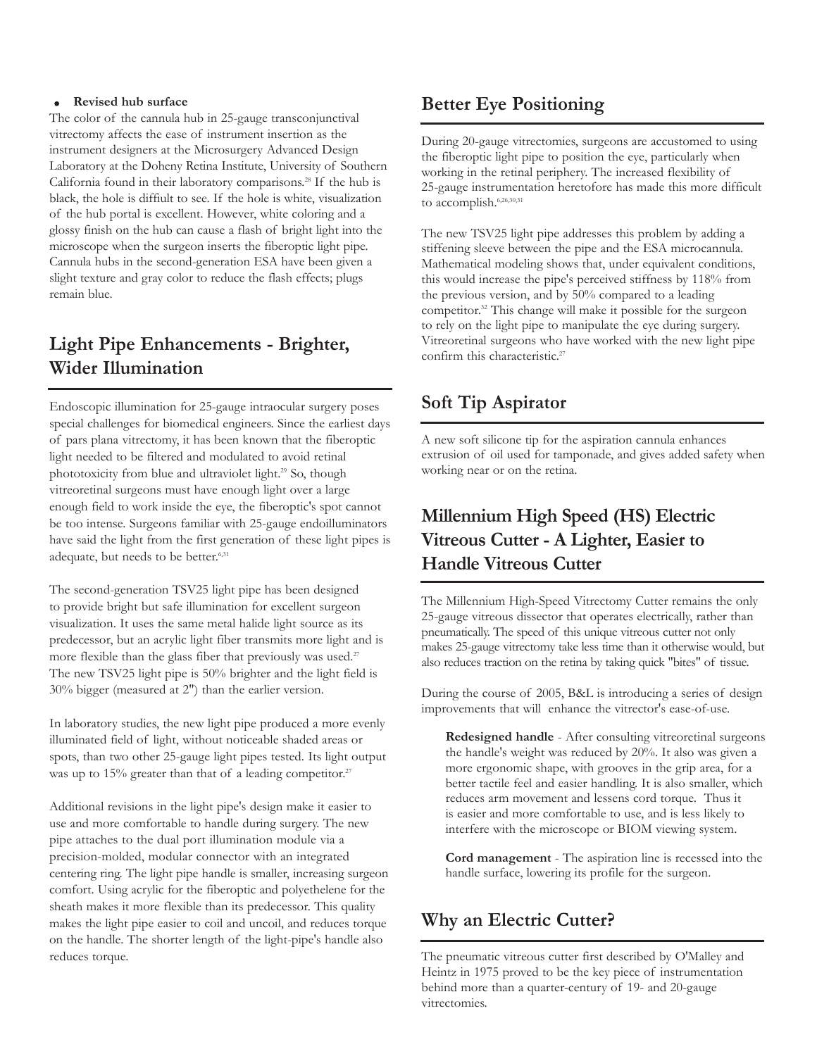- **Revised hub surface**

The color of the cannula hub in 25-gauge transconjunctival vitrectomy affects the ease of instrument insertion as the instrument designers at the Microsurgery Advanced Design Laboratory at the Doheny Retina Institute, University of Southern California found in their laboratory comparisons.[28] If the hub is black, the hole is diffiult to see. If the hole is white, visualization of the hub portal is excellent. However, white coloring and a glossy finish on the hub can cause a flash of bright light into the microscope when the surgeon inserts the fiberoptic light pipe. Cannula hubs in the second-generation ESA have been given a slight texture and gray color to reduce the flash effects; plugs remain blue.

## Light Pipe Enhancements - Brighter, Wider Illumination

Endoscopic illumination for 25-gauge intraocular surgery poses special challenges for biomedical engineers. Since the earliest days of pars plana vitrectomy, it has been known that the fiberoptic light needed to be filtered and modulated to avoid retinal phototoxicity from blue and ultraviolet light.[29] So, though vitreoretinal surgeons must have enough light over a large enough field to work inside the eye, the fiberoptic's spot cannot be too intense. Surgeons familiar with 25-gauge endoilluminators have said the light from the first generation of these light pipes is adequate, but needs to be better.[6,31]

The second-generation TSV25 light pipe has been designed to provide bright but safe illumination for excellent surgeon visualization. It uses the same metal halide light source as its predecessor, but an acrylic light fiber transmits more light and is more flexible than the glass fiber that previously was used.[27] The new TSV25 light pipe is 50% brighter and the light field is 30% bigger (measured at 2") than the earlier version.

In laboratory studies, the new light pipe produced a more evenly illuminated field of light, without noticeable shaded areas or spots, than two other 25-gauge light pipes tested. Its light output was up to 15% greater than that of a leading competitor.[27]

Additional revisions in the light pipe's design make it easier to use and more comfortable to handle during surgery. The new pipe attaches to the dual port illumination module via a precision-molded, modular connector with an integrated centering ring. The light pipe handle is smaller, increasing surgeon comfort. Using acrylic for the fiberoptic and polyethelene for the sheath makes it more flexible than its predecessor. This quality makes the light pipe easier to coil and uncoil, and reduces torque on the handle. The shorter length of the light-pipe's handle also reduces torque.

## Better Eye Positioning

During 20-gauge vitrectomies, surgeons are accustomed to using the fiberoptic light pipe to position the eye, particularly when working in the retinal periphery. The increased flexibility of 25-gauge instrumentation heretofore has made this more difficult to accomplish.[6,26,30,31]

The new TSV25 light pipe addresses this problem by adding a stiffening sleeve between the pipe and the ESA microcannula. Mathematical modeling shows that, under equivalent conditions, this would increase the pipe's perceived stiffness by 118% from the previous version, and by 50% compared to a leading competitor.[32] This change will make it possible for the surgeon to rely on the light pipe to manipulate the eye during surgery. Vitreoretinal surgeons who have worked with the new light pipe confirm this characteristic.[27]

## Soft Tip Aspirator

A new soft silicone tip for the aspiration cannula enhances extrusion of oil used for tamponade, and gives added safety when working near or on the retina.

## Millennium High Speed (HS) Electric Vitreous Cutter - A Lighter, Easier to Handle Vitreous Cutter

The Millennium High-Speed Vitrectomy Cutter remains the only 25-gauge vitreous dissector that operates electrically, rather than pneumatically. The speed of this unique vitreous cutter not only makes 25-gauge vitrectomy take less time than it otherwise would, but also reduces traction on the retina by taking quick "bites" of tissue.

During the course of 2005, B&L is introducing a series of design improvements that will enhance the vitrector's ease-of-use.

**Redesigned handle** - After consulting vitreoretinal surgeons the handle's weight was reduced by 20%. It also was given a more ergonomic shape, with grooves in the grip area, for a better tactile feel and easier handling. It is also smaller, which reduces arm movement and lessens cord torque. Thus it is easier and more comfortable to use, and is less likely to interfere with the microscope or BIOM viewing system.

**Cord management** - The aspiration line is recessed into the handle surface, lowering its profile for the surgeon.

## Why an Electric Cutter?

The pneumatic vitreous cutter first described by O'Malley and Heintz in 1975 proved to be the key piece of instrumentation behind more than a quarter-century of 19- and 20-gauge vitrectomies.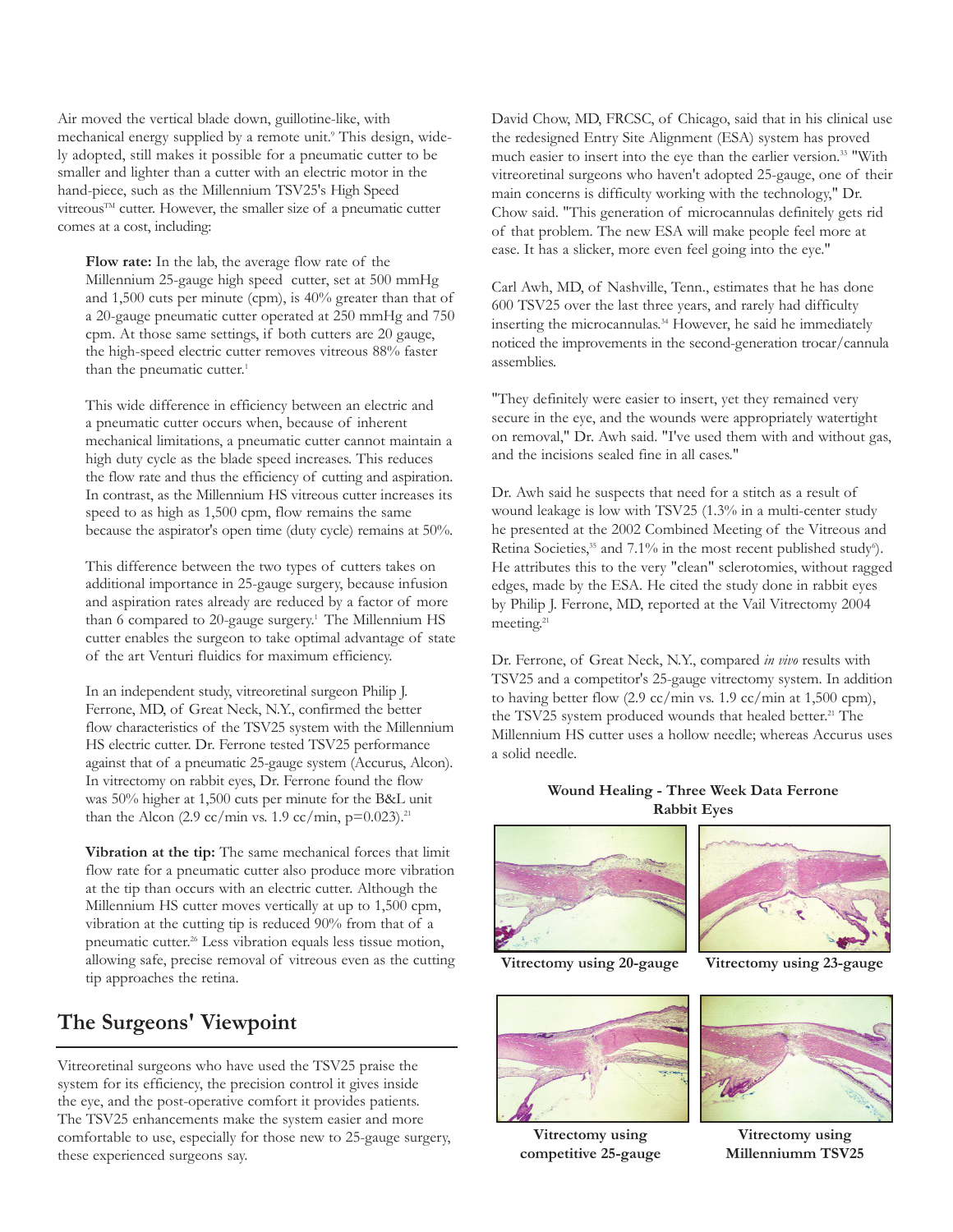Air moved the vertical blade down, guillotine-like, with mechanical energy supplied by a remote unit.[9] This design, widely adopted, still makes it possible for a pneumatic cutter to be smaller and lighter than a cutter with an electric motor in the hand-piece, such as the Millennium TSV25's High Speed vitreous™ cutter. However, the smaller size of a pneumatic cutter comes at a cost, including:

**Flow rate:** In the lab, the average flow rate of the Millennium 25-gauge high speed cutter, set at 500 mmHg and 1,500 cuts per minute (cpm), is 40% greater than that of a 20-gauge pneumatic cutter operated at 250 mmHg and 750 cpm. At those same settings, if both cutters are 20 gauge, the high-speed electric cutter removes vitreous 88% faster than the pneumatic cutter.[1]

This wide difference in efficiency between an electric and a pneumatic cutter occurs when, because of inherent mechanical limitations, a pneumatic cutter cannot maintain a high duty cycle as the blade speed increases. This reduces the flow rate and thus the efficiency of cutting and aspiration. In contrast, as the Millennium HS vitreous cutter increases its speed to as high as 1,500 cpm, flow remains the same because the aspirator's open time (duty cycle) remains at 50%.

This difference between the two types of cutters takes on additional importance in 25-gauge surgery, because infusion and aspiration rates already are reduced by a factor of more than 6 compared to 20-gauge surgery.[1] The Millennium HS cutter enables the surgeon to take optimal advantage of state of the art Venturi fluidics for maximum efficiency.

In an independent study, vitreoretinal surgeon Philip J. Ferrone, MD, of Great Neck, N.Y., confirmed the better flow characteristics of the TSV25 system with the Millennium HS electric cutter. Dr. Ferrone tested TSV25 performance against that of a pneumatic 25-gauge system (Accurus, Alcon). In vitrectomy on rabbit eyes, Dr. Ferrone found the flow was 50% higher at 1,500 cuts per minute for the B&L unit than the Alcon (2.9 cc/min vs. 1.9 cc/min, $p=0.023$).[21]

**Vibration at the tip:** The same mechanical forces that limit flow rate for a pneumatic cutter also produce more vibration at the tip than occurs with an electric cutter. Although the Millennium HS cutter moves vertically at up to 1,500 cpm, vibration at the cutting tip is reduced 90% from that of a pneumatic cutter.[26] Less vibration equals less tissue motion, allowing safe, precise removal of vitreous even as the cutting tip approaches the retina.

## The Surgeons' Viewpoint

Vitreoretinal surgeons who have used the TSV25 praise the system for its efficiency, the precision control it gives inside the eye, and the post-operative comfort it provides patients. The TSV25 enhancements make the system easier and more comfortable to use, especially for those new to 25-gauge surgery, these experienced surgeons say.

David Chow, MD, FRCSC, of Chicago, said that in his clinical use the redesigned Entry Site Alignment (ESA) system has proved much easier to insert into the eye than the earlier version.[33] "With vitreoretinal surgeons who haven't adopted 25-gauge, one of their main concerns is difficulty working with the technology," Dr. Chow said. "This generation of microcannulas definitely gets rid of that problem. The new ESA will make people feel more at ease. It has a slicker, more even feel going into the eye."

Carl Awh, MD, of Nashville, Tenn., estimates that he has done 600 TSV25 over the last three years, and rarely had difficulty inserting the microcannulas.[34] However, he said he immediately noticed the improvements in the second-generation trocar/cannula assemblies.

"They definitely were easier to insert, yet they remained very secure in the eye, and the wounds were appropriately watertight on removal," Dr. Awh said. "I've used them with and without gas, and the incisions sealed fine in all cases."

Dr. Awh said he suspects that need for a stitch as a result of wound leakage is low with TSV25 (1.3% in a multi-center study he presented at the 2002 Combined Meeting of the Vitreous and Retina Societies,[35] and 7.1% in the most recent published study[6]). He attributes this to the very "clean" sclerotomies, without ragged edges, made by the ESA. He cited the study done in rabbit eyes by Philip J. Ferrone, MD, reported at the Vail Vitrectomy 2004 meeting.[21]

Dr. Ferrone, of Great Neck, N.Y., compared *in vivo* results with TSV25 and a competitor's 25-gauge vitrectomy system. In addition to having better flow (2.9 cc/min vs. 1.9 cc/min at 1,500 cpm), the TSV25 system produced wounds that healed better.[21] The Millennium HS cutter uses a hollow needle; whereas Accurus uses a solid needle.

**Wound Healing - Three Week Data Ferrone Rabbit Eyes**

**Vitrectomy using 20-gauge**

**Vitrectomy using 23-gauge**

**Vitrectomy using competitive 25-gauge**

**Vitrectomy using Millenniumm TSV25**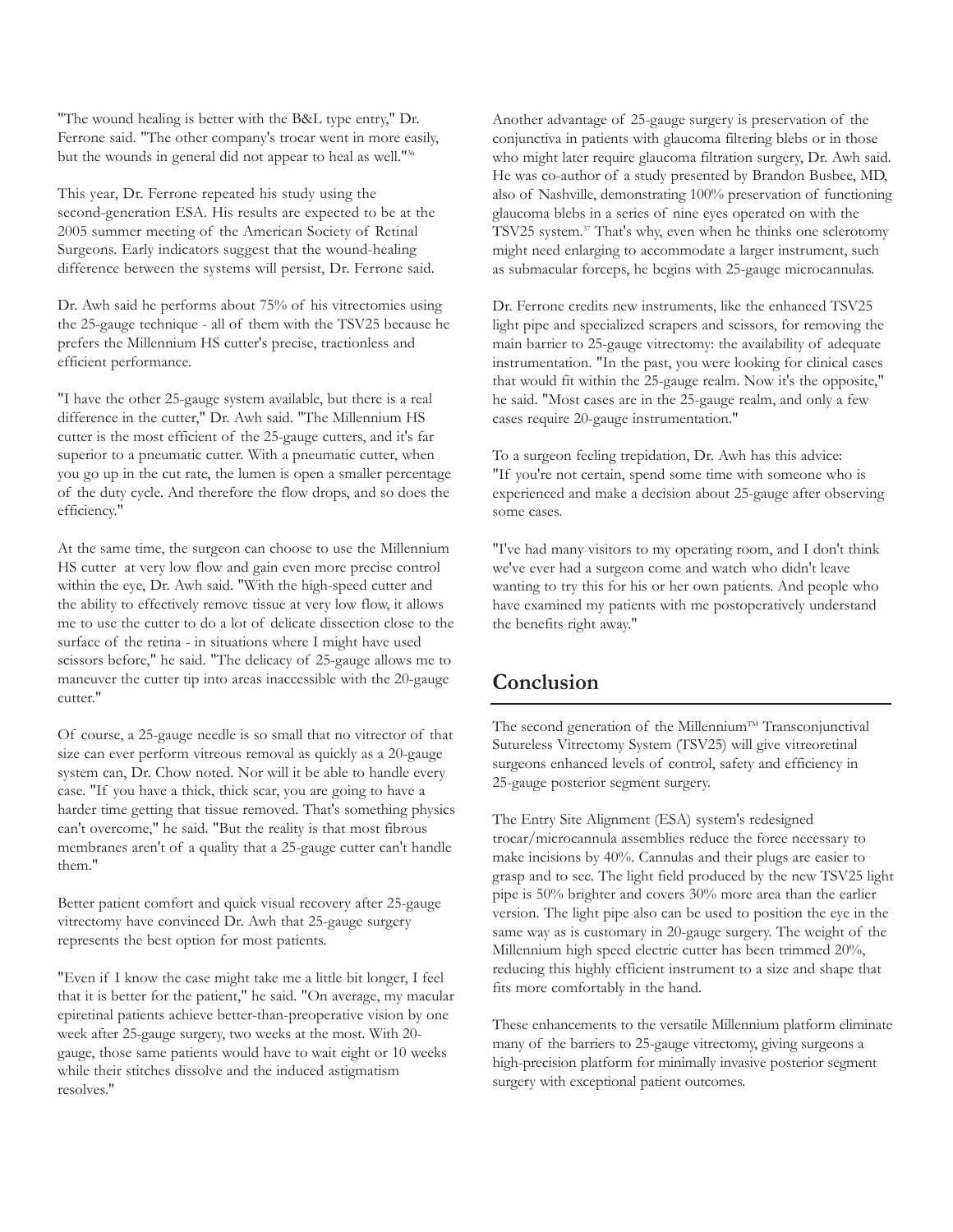"The wound healing is better with the B&L type entry," Dr. Ferrone said. "The other company's trocar went in more easily, but the wounds in general did not appear to heal as well."[36]

This year, Dr. Ferrone repeated his study using the second-generation ESA. His results are expected to be at the 2005 summer meeting of the American Society of Retinal Surgeons. Early indicators suggest that the wound-healing difference between the systems will persist, Dr. Ferrone said.

Dr. Awh said he performs about 75% of his vitrectomies using the 25-gauge technique - all of them with the TSV25 because he prefers the Millennium HS cutter's precise, tractionless and efficient performance.

"I have the other 25-gauge system available, but there is a real difference in the cutter," Dr. Awh said. "The Millennium HS cutter is the most efficient of the 25-gauge cutters, and it's far superior to a pneumatic cutter. With a pneumatic cutter, when you go up in the cut rate, the lumen is open a smaller percentage of the duty cycle. And therefore the flow drops, and so does the efficiency."

At the same time, the surgeon can choose to use the Millennium HS cutter at very low flow and gain even more precise control within the eye, Dr. Awh said. "With the high-speed cutter and the ability to effectively remove tissue at very low flow, it allows me to use the cutter to do a lot of delicate dissection close to the surface of the retina - in situations where I might have used scissors before," he said. "The delicacy of 25-gauge allows me to maneuver the cutter tip into areas inaccessible with the 20-gauge cutter."

Of course, a 25-gauge needle is so small that no vitrector of that size can ever perform vitreous removal as quickly as a 20-gauge system can, Dr. Chow noted. Nor will it be able to handle every case. "If you have a thick, thick scar, you are going to have a harder time getting that tissue removed. That's something physics can't overcome," he said. "But the reality is that most fibrous membranes aren't of a quality that a 25-gauge cutter can't handle them."

Better patient comfort and quick visual recovery after 25-gauge vitrectomy have convinced Dr. Awh that 25-gauge surgery represents the best option for most patients.

"Even if I know the case might take me a little bit longer, I feel that it is better for the patient," he said. "On average, my macular epiretinal patients achieve better-than-preoperative vision by one week after 25-gauge surgery, two weeks at the most. With 20-gauge, those same patients would have to wait eight or 10 weeks while their stitches dissolve and the induced astigmatism resolves."

Another advantage of 25-gauge surgery is preservation of the conjunctiva in patients with glaucoma filtering blebs or in those who might later require glaucoma filtration surgery, Dr. Awh said. He was co-author of a study presented by Brandon Busbee, MD, also of Nashville, demonstrating 100% preservation of functioning glaucoma blebs in a series of nine eyes operated on with the TSV25 system.[37] That's why, even when he thinks one sclerotomy might need enlarging to accommodate a larger instrument, such as submacular forceps, he begins with 25-gauge microcannulas.

Dr. Ferrone credits new instruments, like the enhanced TSV25 light pipe and specialized scrapers and scissors, for removing the main barrier to 25-gauge vitrectomy: the availability of adequate instrumentation. "In the past, you were looking for clinical cases that would fit within the 25-gauge realm. Now it's the opposite," he said. "Most cases are in the 25-gauge realm, and only a few cases require 20-gauge instrumentation."

To a surgeon feeling trepidation, Dr. Awh has this advice: "If you're not certain, spend some time with someone who is experienced and make a decision about 25-gauge after observing some cases.

"I've had many visitors to my operating room, and I don't think we've ever had a surgeon come and watch who didn't leave wanting to try this for his or her own patients. And people who have examined my patients with me postoperatively understand the benefits right away."

## Conclusion

The second generation of the Millennium™ Transconjunctival Sutureless Vitrectomy System (TSV25) will give vitreoretinal surgeons enhanced levels of control, safety and efficiency in 25-gauge posterior segment surgery.

The Entry Site Alignment (ESA) system's redesigned trocar/microcannula assemblies reduce the force necessary to make incisions by 40%. Cannulas and their plugs are easier to grasp and to see. The light field produced by the new TSV25 light pipe is 50% brighter and covers 30% more area than the earlier version. The light pipe also can be used to position the eye in the same way as is customary in 20-gauge surgery. The weight of the Millennium high speed electric cutter has been trimmed 20%, reducing this highly efficient instrument to a size and shape that fits more comfortably in the hand.

These enhancements to the versatile Millennium platform eliminate many of the barriers to 25-gauge vitrectomy, giving surgeons a high-precision platform for minimally invasive posterior segment surgery with exceptional patient outcomes.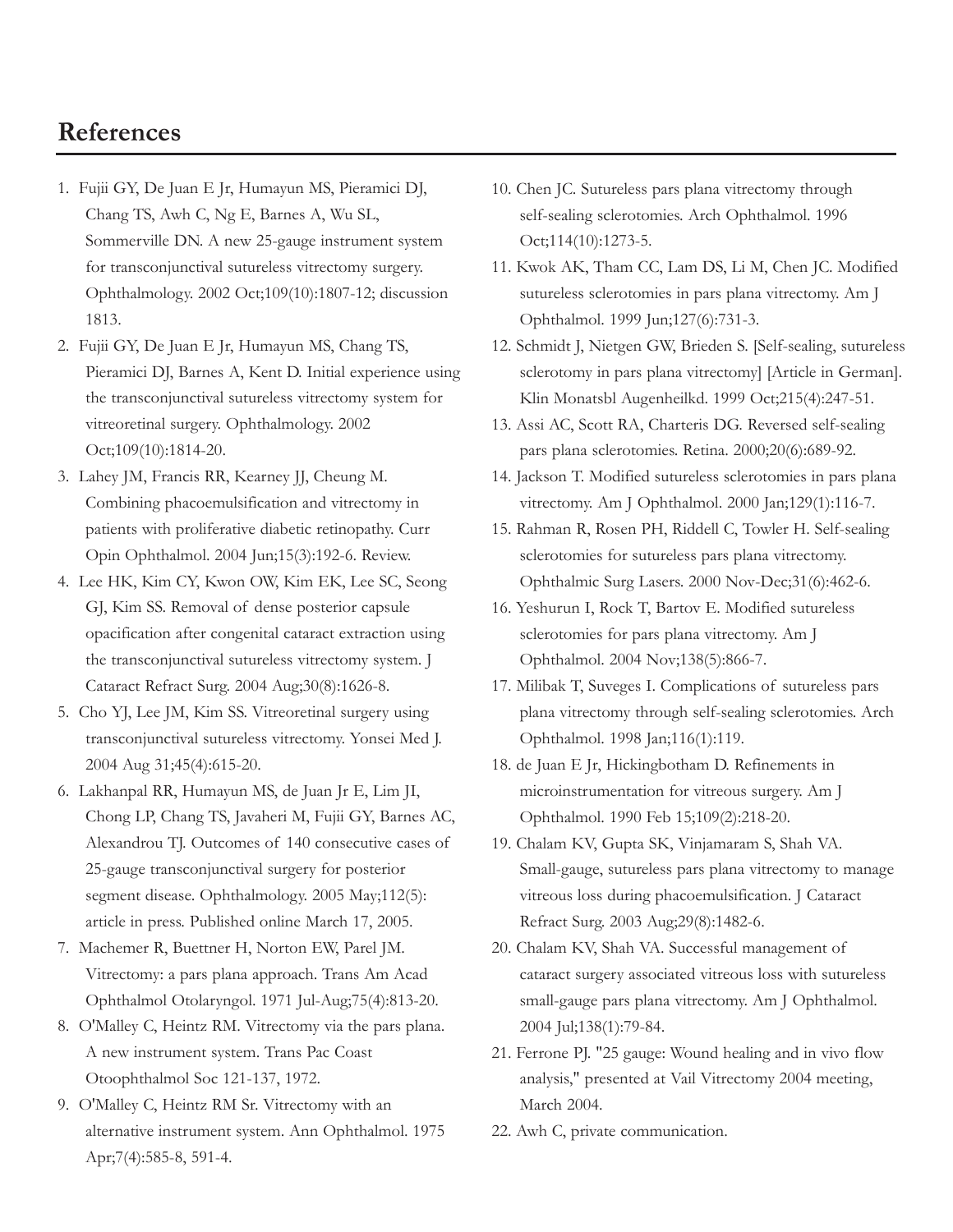## References

1. Fujii GY, De Juan E Jr, Humayun MS, Pieramici DJ, Chang TS, Awh C, Ng E, Barnes A, Wu SL, Sommerville DN. A new 25-gauge instrument system for transconjunctival sutureless vitrectomy surgery. Ophthalmology. 2002 Oct;109(10):1807-12; discussion 1813.
2. Fujii GY, De Juan E Jr, Humayun MS, Chang TS, Pieramici DJ, Barnes A, Kent D. Initial experience using the transconjunctival sutureless vitrectomy system for vitreoretinal surgery. Ophthalmology. 2002 Oct;109(10):1814-20.
3. Lahey JM, Francis RR, Kearney JJ, Cheung M. Combining phacoemulsification and vitrectomy in patients with proliferative diabetic retinopathy. Curr Opin Ophthalmol. 2004 Jun;15(3):192-6. Review.
4. Lee HK, Kim CY, Kwon OW, Kim EK, Lee SC, Seong GJ, Kim SS. Removal of dense posterior capsule opacification after congenital cataract extraction using the transconjunctival sutureless vitrectomy system. J Cataract Refract Surg. 2004 Aug;30(8):1626-8.
5. Cho YJ, Lee JM, Kim SS. Vitreoretinal surgery using transconjunctival sutureless vitrectomy. Yonsei Med J. 2004 Aug 31;45(4):615-20.
6. Lakhanpal RR, Humayun MS, de Juan Jr E, Lim JI, Chong LP, Chang TS, Javaheri M, Fujii GY, Barnes AC, Alexandrou TJ. Outcomes of 140 consecutive cases of 25-gauge transconjunctival surgery for posterior segment disease. Ophthalmology. 2005 May;112(5): article in press. Published online March 17, 2005.
7. Machemer R, Buettner H, Norton EW, Parel JM. Vitrectomy: a pars plana approach. Trans Am Acad Ophthalmol Otolaryngol. 1971 Jul-Aug;75(4):813-20.
8. O'Malley C, Heintz RM. Vitrectomy via the pars plana. A new instrument system. Trans Pac Coast Otoophthalmol Soc 121-137, 1972.
9. O'Malley C, Heintz RM Sr. Vitrectomy with an alternative instrument system. Ann Ophthalmol. 1975 Apr;7(4):585-8, 591-4.
10. Chen JC. Sutureless pars plana vitrectomy through self-sealing sclerotomies. Arch Ophthalmol. 1996 Oct;114(10):1273-5.
11. Kwok AK, Tham CC, Lam DS, Li M, Chen JC. Modified sutureless sclerotomies in pars plana vitrectomy. Am J Ophthalmol. 1999 Jun;127(6):731-3.
12. Schmidt J, Nietgen GW, Brieden S. [Self-sealing, sutureless sclerotomy in pars plana vitrectomy] [Article in German]. Klin Monatsbl Augenheilkd. 1999 Oct;215(4):247-51.
13. Assi AC, Scott RA, Charteris DG. Reversed self-sealing pars plana sclerotomies. Retina. 2000;20(6):689-92.
14. Jackson T. Modified sutureless sclerotomies in pars plana vitrectomy. Am J Ophthalmol. 2000 Jan;129(1):116-7.
15. Rahman R, Rosen PH, Riddell C, Towler H. Self-sealing sclerotomies for sutureless pars plana vitrectomy. Ophthalmic Surg Lasers. 2000 Nov-Dec;31(6):462-6.
16. Yeshurun I, Rock T, Bartov E. Modified sutureless sclerotomies for pars plana vitrectomy. Am J Ophthalmol. 2004 Nov;138(5):866-7.
17. Milibak T, Suveges I. Complications of sutureless pars plana vitrectomy through self-sealing sclerotomies. Arch Ophthalmol. 1998 Jan;116(1):119.
18. de Juan E Jr, Hickingbotham D. Refinements in microinstrumentation for vitreous surgery. Am J Ophthalmol. 1990 Feb 15;109(2):218-20.
19. Chalam KV, Gupta SK, Vinjamaram S, Shah VA. Small-gauge, sutureless pars plana vitrectomy to manage vitreous loss during phacoemulsification. J Cataract Refract Surg. 2003 Aug;29(8):1482-6.
20. Chalam KV, Shah VA. Successful management of cataract surgery associated vitreous loss with sutureless small-gauge pars plana vitrectomy. Am J Ophthalmol. 2004 Jul;138(1):79-84.
21. Ferrone PJ. "25 gauge: Wound healing and in vivo flow analysis," presented at Vail Vitrectomy 2004 meeting, March 2004.
22. Awh C, private communication.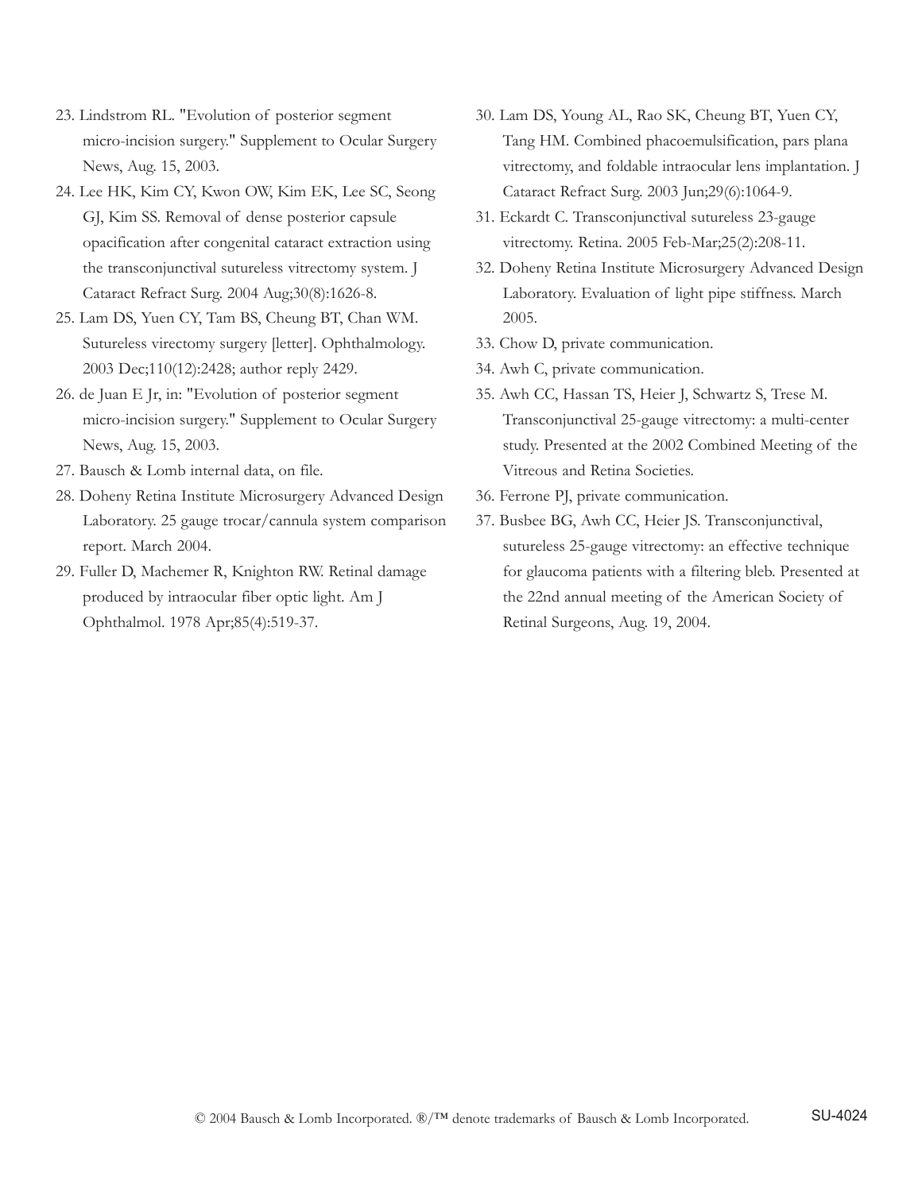23. Lindstrom RL. "Evolution of posterior segment micro-incision surgery." Supplement to Ocular Surgery News, Aug. 15, 2003.
24. Lee HK, Kim CY, Kwon OW, Kim EK, Lee SC, Seong GJ, Kim SS. Removal of dense posterior capsule opacification after congenital cataract extraction using the transconjunctival sutureless vitrectomy system. J Cataract Refract Surg. 2004 Aug;30(8):1626-8.
25. Lam DS, Yuen CY, Tam BS, Cheung BT, Chan WM. Sutureless virectomy surgery [letter]. Ophthalmology. 2003 Dec;110(12):2428; author reply 2429.
26. de Juan E Jr, in: "Evolution of posterior segment micro-incision surgery." Supplement to Ocular Surgery News, Aug. 15, 2003.
27. Bausch & Lomb internal data, on file.
28. Doheny Retina Institute Microsurgery Advanced Design Laboratory. 25 gauge trocar/cannula system comparison report. March 2004.
29. Fuller D, Machemer R, Knighton RW. Retinal damage produced by intraocular fiber optic light. Am J Ophthalmol. 1978 Apr;85(4):519-37.
30. Lam DS, Young AL, Rao SK, Cheung BT, Yuen CY, Tang HM. Combined phacoemulsification, pars plana vitrectomy, and foldable intraocular lens implantation. J Cataract Refract Surg. 2003 Jun;29(6):1064-9.
31. Eckardt C. Transconjunctival sutureless 23-gauge vitrectomy. Retina. 2005 Feb-Mar;25(2):208-11.
32. Doheny Retina Institute Microsurgery Advanced Design Laboratory. Evaluation of light pipe stiffness. March 2005.
33. Chow D, private communication.
34. Awh C, private communication.
35. Awh CC, Hassan TS, Heier J, Schwartz S, Trese M. Transconjunctival 25-gauge vitrectomy: a multi-center study. Presented at the 2002 Combined Meeting of the Vitreous and Retina Societies.
36. Ferrone PJ, private communication.
37. Busbee BG, Awh CC, Heier JS. Transconjunctival, sutureless 25-gauge vitrectomy: an effective technique for glaucoma patients with a filtering bleb. Presented at the 22nd annual meeting of the American Society of Retinal Surgeons, Aug. 19, 2004.

© 2004 Bausch & Lomb Incorporated. ®/™ denote trademarks of Bausch & Lomb Incorporated.

SU-4024